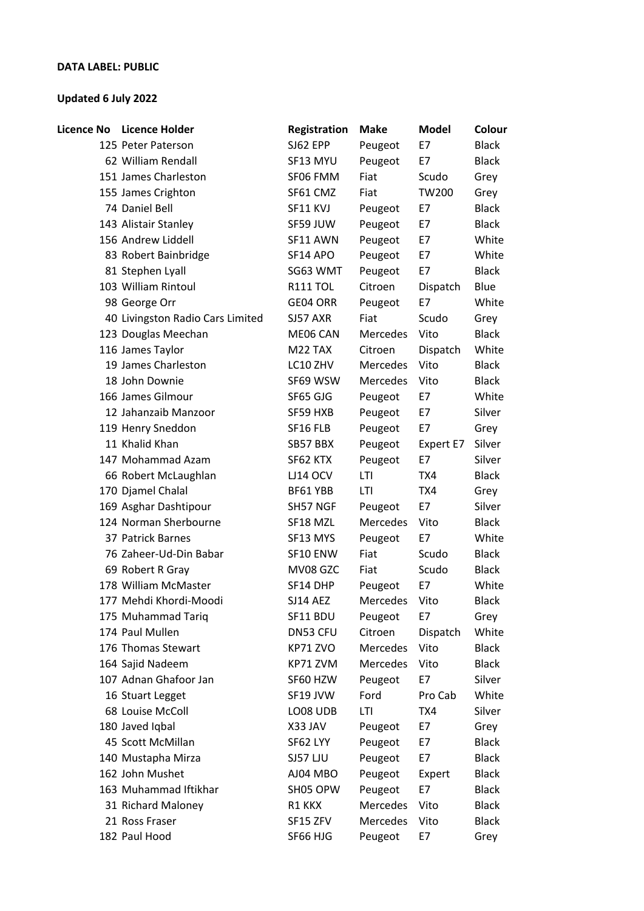**DATA LABEL: PUBLIC**

**Updated 6 July 2022**

| Licence No | Licence Holder | Registration | Make | Model | Colour |
|---|---|---|---|---|---|
| 125 | Peter Paterson | SJ62 EPP | Peugeot | E7 | Black |
| 62 | William Rendall | SF13 MYU | Peugeot | E7 | Black |
| 151 | James Charleston | SF06 FMM | Fiat | Scudo | Grey |
| 155 | James Crighton | SF61 CMZ | Fiat | TW200 | Grey |
| 74 | Daniel Bell | SF11 KVJ | Peugeot | E7 | Black |
| 143 | Alistair Stanley | SF59 JUW | Peugeot | E7 | Black |
| 156 | Andrew Liddell | SF11 AWN | Peugeot | E7 | White |
| 83 | Robert Bainbridge | SF14 APO | Peugeot | E7 | White |
| 81 | Stephen Lyall | SG63 WMT | Peugeot | E7 | Black |
| 103 | William Rintoul | R111 TOL | Citroen | Dispatch | Blue |
| 98 | George Orr | GE04 ORR | Peugeot | E7 | White |
| 40 | Livingston Radio Cars Limited | SJ57 AXR | Fiat | Scudo | Grey |
| 123 | Douglas Meechan | ME06 CAN | Mercedes | Vito | Black |
| 116 | James Taylor | M22 TAX | Citroen | Dispatch | White |
| 19 | James Charleston | LC10 ZHV | Mercedes | Vito | Black |
| 18 | John Downie | SF69 WSW | Mercedes | Vito | Black |
| 166 | James Gilmour | SF65 GJG | Peugeot | E7 | White |
| 12 | Jahanzaib Manzoor | SF59 HXB | Peugeot | E7 | Silver |
| 119 | Henry Sneddon | SF16 FLB | Peugeot | E7 | Grey |
| 11 | Khalid Khan | SB57 BBX | Peugeot | Expert E7 | Silver |
| 147 | Mohammad Azam | SF62 KTX | Peugeot | E7 | Silver |
| 66 | Robert McLaughlan | LJ14 OCV | LTI | TX4 | Black |
| 170 | Djamel Chalal | BF61 YBB | LTI | TX4 | Grey |
| 169 | Asghar Dashtipour | SH57 NGF | Peugeot | E7 | Silver |
| 124 | Norman Sherbourne | SF18 MZL | Mercedes | Vito | Black |
| 37 | Patrick Barnes | SF13 MYS | Peugeot | E7 | White |
| 76 | Zaheer-Ud-Din Babar | SF10 ENW | Fiat | Scudo | Black |
| 69 | Robert R Gray | MV08 GZC | Fiat | Scudo | Black |
| 178 | William McMaster | SF14 DHP | Peugeot | E7 | White |
| 177 | Mehdi Khordi-Moodi | SJ14 AEZ | Mercedes | Vito | Black |
| 175 | Muhammad Tariq | SF11 BDU | Peugeot | E7 | Grey |
| 174 | Paul Mullen | DN53 CFU | Citroen | Dispatch | White |
| 176 | Thomas Stewart | KP71 ZVO | Mercedes | Vito | Black |
| 164 | Sajid Nadeem | KP71 ZVM | Mercedes | Vito | Black |
| 107 | Adnan Ghafoor Jan | SF60 HZW | Peugeot | E7 | Silver |
| 16 | Stuart Legget | SF19 JVW | Ford | Pro Cab | White |
| 68 | Louise McColl | LO08 UDB | LTI | TX4 | Silver |
| 180 | Javed Iqbal | X33 JAV | Peugeot | E7 | Grey |
| 45 | Scott McMillan | SF62 LYY | Peugeot | E7 | Black |
| 140 | Mustapha Mirza | SJ57 LJU | Peugeot | E7 | Black |
| 162 | John Mushet | AJ04 MBO | Peugeot | Expert | Black |
| 163 | Muhammad Iftikhar | SH05 OPW | Peugeot | E7 | Black |
| 31 | Richard Maloney | R1 KKX | Mercedes | Vito | Black |
| 21 | Ross Fraser | SF15 ZFV | Mercedes | Vito | Black |
| 182 | Paul Hood | SF66 HJG | Peugeot | E7 | Grey |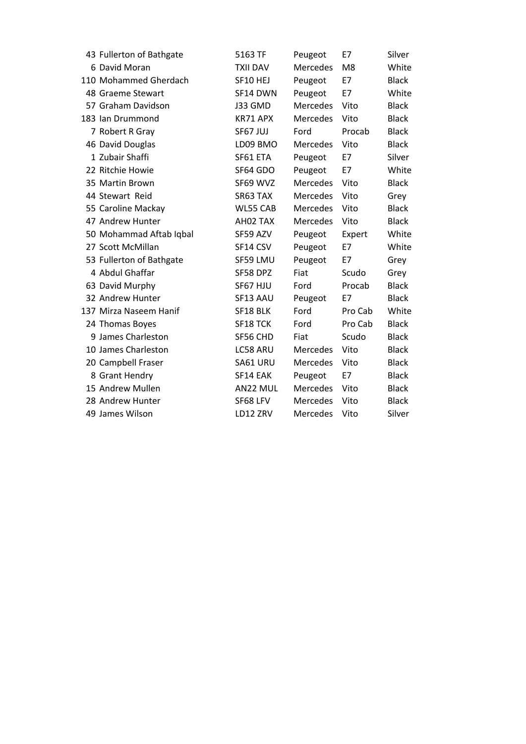| | | | | | |
|---|---|---|---|---|---|
| 43 | Fullerton of Bathgate | 5163 TF | Peugeot | E7 | Silver |
| 6 | David Moran | TXII DAV | Mercedes | M8 | White |
| 110 | Mohammed Gherdach | SF10 HEJ | Peugeot | E7 | Black |
| 48 | Graeme Stewart | SF14 DWN | Peugeot | E7 | White |
| 57 | Graham Davidson | J33 GMD | Mercedes | Vito | Black |
| 183 | Ian Drummond | KR71 APX | Mercedes | Vito | Black |
| 7 | Robert R Gray | SF67 JUJ | Ford | Procab | Black |
| 46 | David Douglas | LD09 BMO | Mercedes | Vito | Black |
| 1 | Zubair Shaffi | SF61 ETA | Peugeot | E7 | Silver |
| 22 | Ritchie Howie | SF64 GDO | Peugeot | E7 | White |
| 35 | Martin Brown | SF69 WVZ | Mercedes | Vito | Black |
| 44 | Stewart Reid | SR63 TAX | Mercedes | Vito | Grey |
| 55 | Caroline Mackay | WL55 CAB | Mercedes | Vito | Black |
| 47 | Andrew Hunter | AH02 TAX | Mercedes | Vito | Black |
| 50 | Mohammad Aftab Iqbal | SF59 AZV | Peugeot | Expert | White |
| 27 | Scott McMillan | SF14 CSV | Peugeot | E7 | White |
| 53 | Fullerton of Bathgate | SF59 LMU | Peugeot | E7 | Grey |
| 4 | Abdul Ghaffar | SF58 DPZ | Fiat | Scudo | Grey |
| 63 | David Murphy | SF67 HJU | Ford | Procab | Black |
| 32 | Andrew Hunter | SF13 AAU | Peugeot | E7 | Black |
| 137 | Mirza Naseem Hanif | SF18 BLK | Ford | Pro Cab | White |
| 24 | Thomas Boyes | SF18 TCK | Ford | Pro Cab | Black |
| 9 | James Charleston | SF56 CHD | Fiat | Scudo | Black |
| 10 | James Charleston | LC58 ARU | Mercedes | Vito | Black |
| 20 | Campbell Fraser | SA61 URU | Mercedes | Vito | Black |
| 8 | Grant Hendry | SF14 EAK | Peugeot | E7 | Black |
| 15 | Andrew Mullen | AN22 MUL | Mercedes | Vito | Black |
| 28 | Andrew Hunter | SF68 LFV | Mercedes | Vito | Black |
| 49 | James Wilson | LD12 ZRV | Mercedes | Vito | Silver |